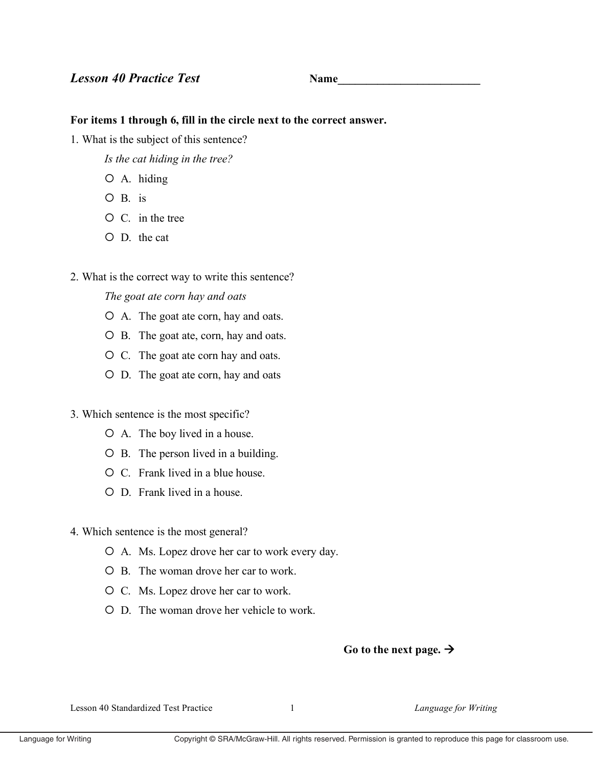## *Lesson 40 Practice Test*

**Name_________________________**

**For items 1 through 6, fill in the circle next to the correct answer.**

1. What is the subject of this sentence?

   *Is the cat hiding in the tree?*

   - ○ A. hiding
   - ○ B. is
   - ○ C. in the tree
   - ○ D. the cat

2. What is the correct way to write this sentence?

   *The goat ate corn hay and oats*

   - ○ A. The goat ate corn, hay and oats.
   - ○ B. The goat ate, corn, hay and oats.
   - ○ C. The goat ate corn hay and oats.
   - ○ D. The goat ate corn, hay and oats

3. Which sentence is the most specific?

   - ○ A. The boy lived in a house.
   - ○ B. The person lived in a building.
   - ○ C. Frank lived in a blue house.
   - ○ D. Frank lived in a house.

4. Which sentence is the most general?

   - ○ A. Ms. Lopez drove her car to work every day.
   - ○ B. The woman drove her car to work.
   - ○ C. Ms. Lopez drove her car to work.
   - ○ D. The woman drove her vehicle to work.

**Go to the next page. →**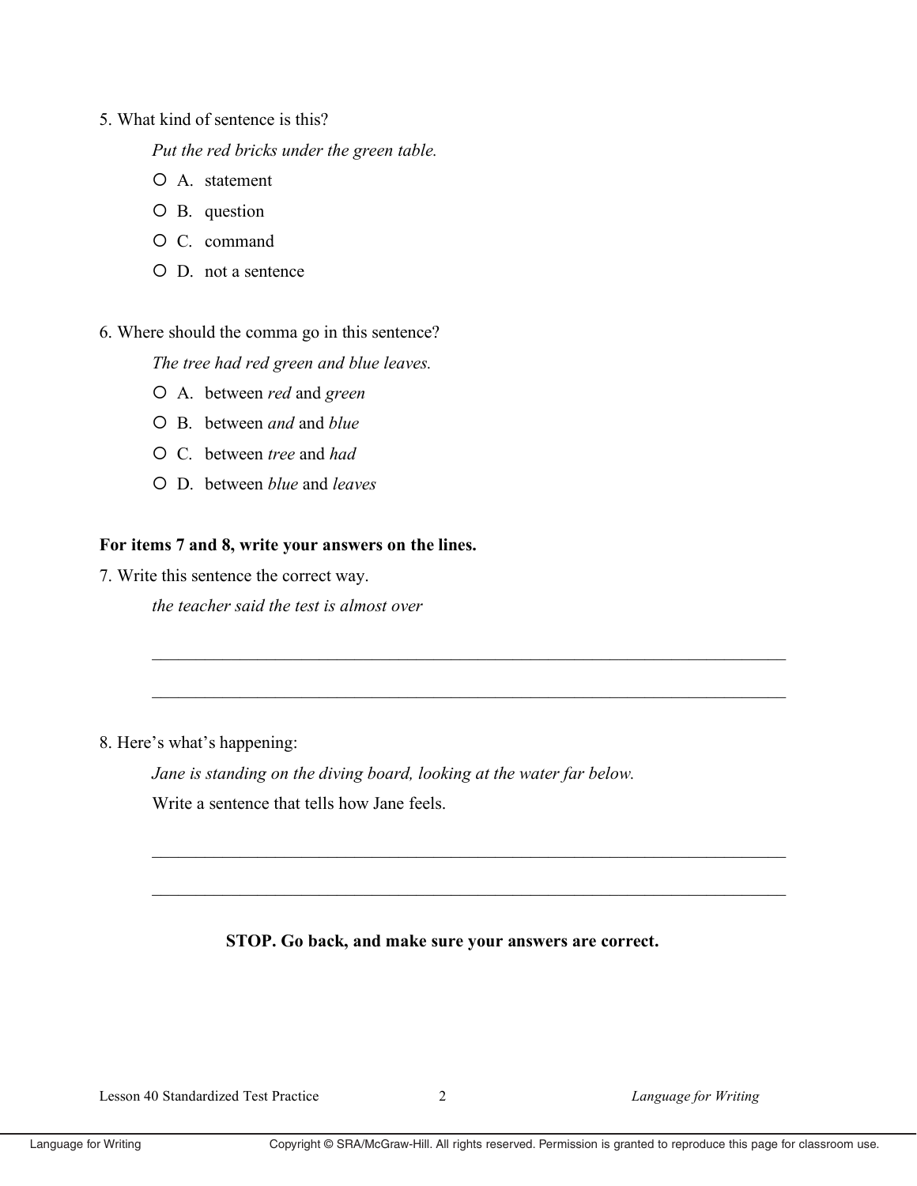5. What kind of sentence is this?

   *Put the red bricks under the green table.*

   ○ A. statement

   ○ B. question

   ○ C. command

   ○ D. not a sentence

6. Where should the comma go in this sentence?

   *The tree had red green and blue leaves.*

   ○ A. between *red* and *green*

   ○ B. between *and* and *blue*

   ○ C. between *tree* and *had*

   ○ D. between *blue* and *leaves*

**For items 7 and 8, write your answers on the lines.**

7. Write this sentence the correct way.

   *the teacher said the test is almost over*

   ______________________________________________________________________________

   ______________________________________________________________________________

8. Here's what's happening:

   *Jane is standing on the diving board, looking at the water far below.*

   Write a sentence that tells how Jane feels.

   ______________________________________________________________________________

   ______________________________________________________________________________

**STOP. Go back, and make sure your answers are correct.**